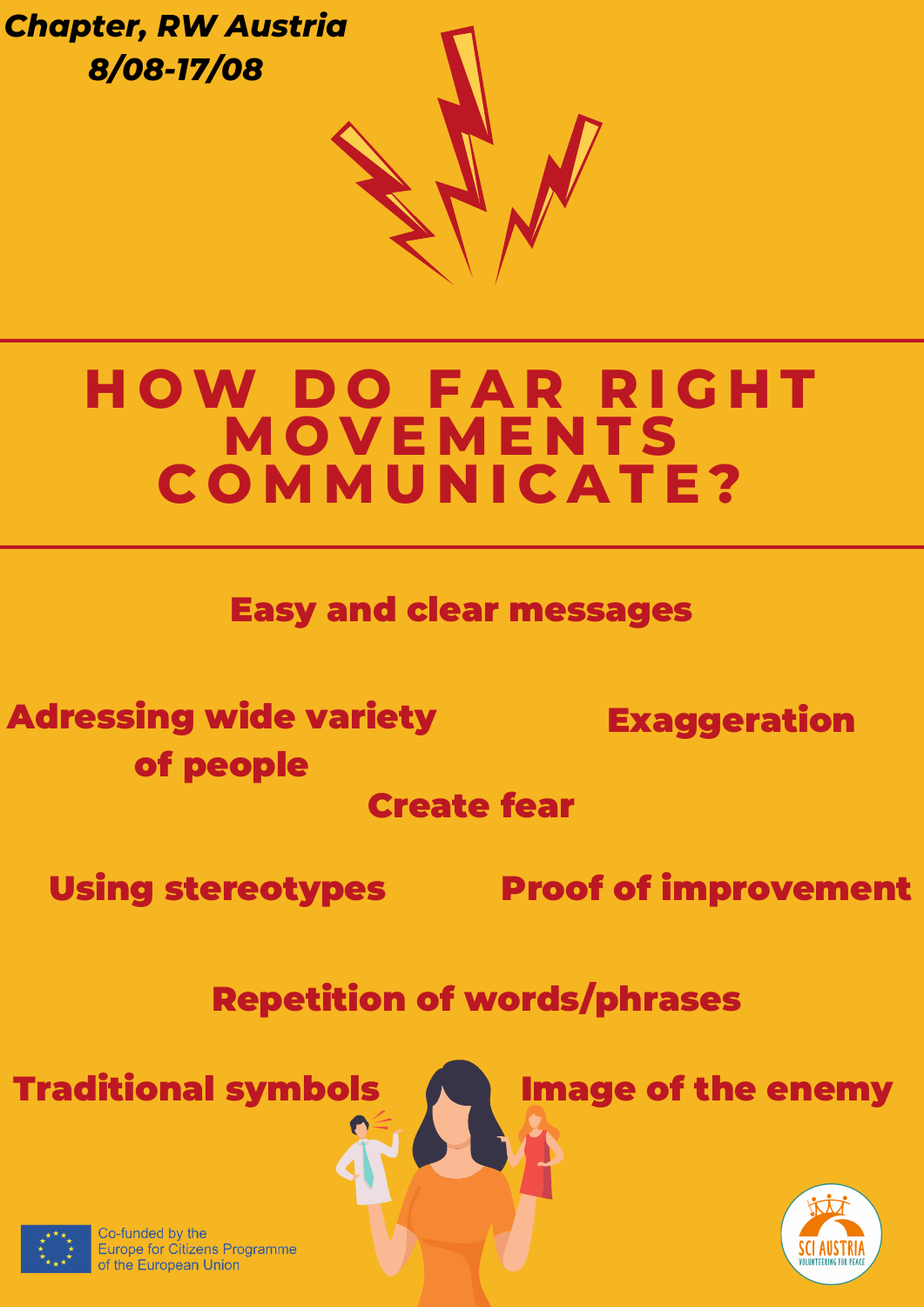***Chapter, RW Austria***
***8/08-17/08***

# HOW DO FAR RIGHT MOVEMENTS COMMUNICATE?

**Easy and clear messages**

**Adressing wide variety of people**

**Exaggeration**

**Create fear**

**Using stereotypes**

**Proof of improvement**

**Repetition of words/phrases**

**Traditional symbols**

**Image of the enemy**

Co-funded by the Europe for Citizens Programme of the European Union

SCI AUSTRIA VOLUNTEERING FOR PEACE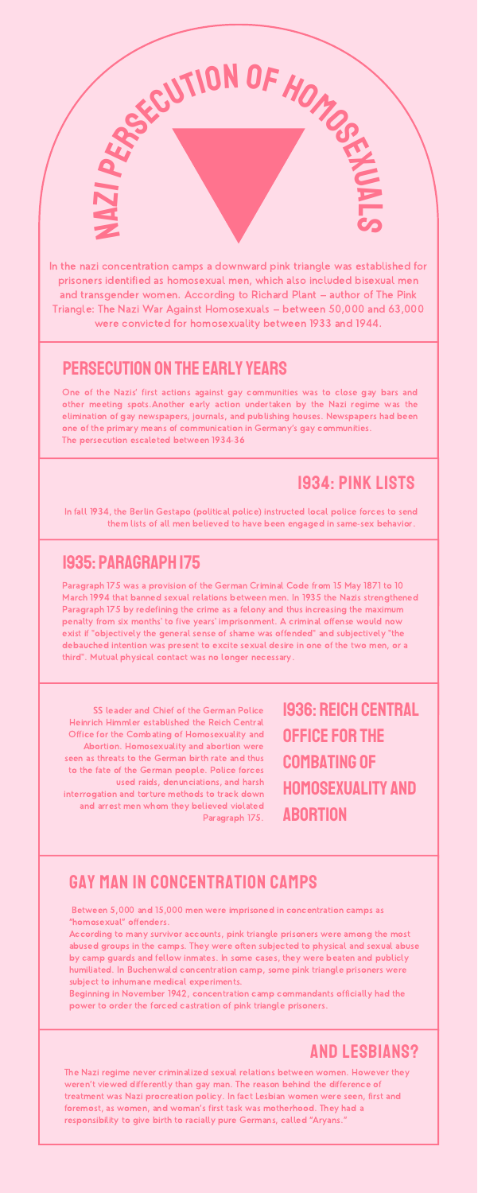# NAZI PERSECUTION OF HOMOSEXUALS

In the nazi concentration camps a downward pink triangle was established for prisoners identified as homosexual men, which also included bisexual men and transgender women. According to Richard Plant – author of The Pink Triangle: The Nazi War Against Homosexuals – between 50,000 and 63,000 were convicted for homosexuality between 1933 and 1944.

## PERSECUTION ON THE EARLY YEARS

One of the Nazis' first actions against gay communities was to close gay bars and other meeting spots.Another early action undertaken by the Nazi regime was the elimination of gay newspapers, journals, and publishing houses. Newspapers had been one of the primary means of communication in Germany's gay communities.
The persecution escaleted between 1934-36

## 1934: PINK LISTS

In fall 1934, the Berlin Gestapo (political police) instructed local police forces to send them lists of all men believed to have been engaged in same-sex behavior.

## 1935: PARAGRAPH 175

Paragraph 175 was a provision of the German Criminal Code from 15 May 1871 to 10 March 1994 that banned sexual relations between men. In 1935 the Nazis strengthened Paragraph 175 by redefining the crime as a felony and thus increasing the maximum penalty from six months' to five years' imprisonment. A criminal offense would now exist if "objectively the general sense of shame was offended" and subjectively "the debauched intention was present to excite sexual desire in one of the two men, or a third". Mutual physical contact was no longer necessary.

## 1936: REICH CENTRAL OFFICE FOR THE COMBATING OF HOMOSEXUALITY AND ABORTION

SS leader and Chief of the German Police Heinrich Himmler established the Reich Central Office for the Combating of Homosexuality and Abortion. Homosexuality and abortion were seen as threats to the German birth rate and thus to the fate of the German people. Police forces used raids, denunciations, and harsh interrogation and torture methods to track down and arrest men whom they believed violated Paragraph 175.

## GAY MAN IN CONCENTRATION CAMPS

Between 5,000 and 15,000 men were imprisoned in concentration camps as "homosexual" offenders.
According to many survivor accounts, pink triangle prisoners were among the most abused groups in the camps. They were often subjected to physical and sexual abuse by camp guards and fellow inmates. In some cases, they were beaten and publicly humiliated. In Buchenwald concentration camp, some pink triangle prisoners were subject to inhumane medical experiments.
Beginning in November 1942, concentration camp commandants officially had the power to order the forced castration of pink triangle prisoners.

## AND LESBIANS?

The Nazi regime never criminalized sexual relations between women. However they weren't viewed differently than gay man. The reason behind the difference of treatment was Nazi procreation policy. In fact Lesbian women were seen, first and foremost, as women, and woman's first task was motherhood. They had a responsibility to give birth to racially pure Germans, called "Aryans."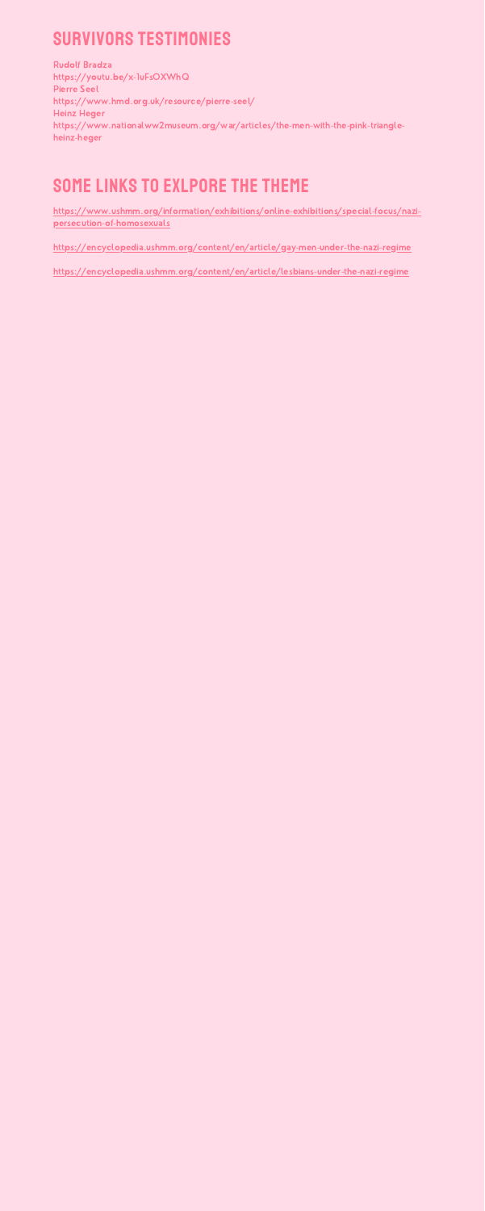## SURVIVORS TESTIMONIES

Rudolf Bradza
https://youtu.be/x-1uFsOXWhQ
Pierre Seel
https://www.hmd.org.uk/resource/pierre-seel/
Heinz Heger
https://www.nationalww2museum.org/war/articles/the-men-with-the-pink-triangle-heinz-heger

## SOME LINKS TO EXLPORE THE THEME

https://www.ushmm.org/information/exhibitions/online-exhibitions/special-focus/nazi-persecution-of-homosexuals

https://encyclopedia.ushmm.org/content/en/article/gay-men-under-the-nazi-regime

https://encyclopedia.ushmm.org/content/en/article/lesbians-under-the-nazi-regime